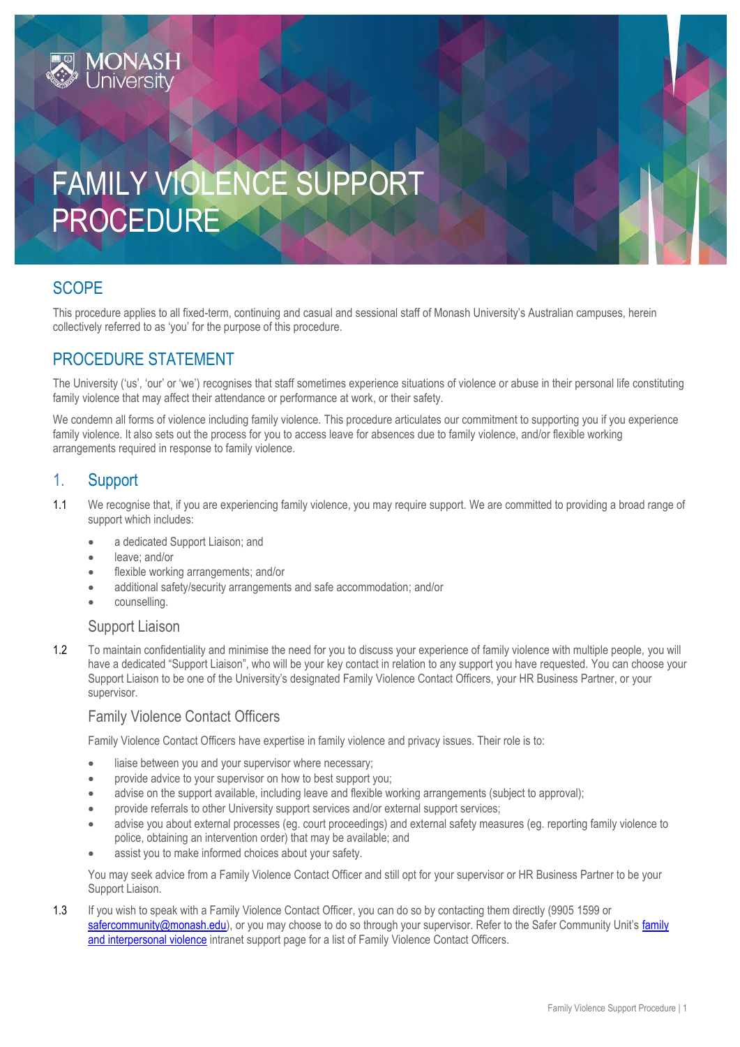MONASH University

# FAMILY VIOLENCE SUPPORT PROCEDURE

## SCOPE

This procedure applies to all fixed-term, continuing and casual and sessional staff of Monash University's Australian campuses, herein collectively referred to as 'you' for the purpose of this procedure.

## PROCEDURE STATEMENT

The University ('us', 'our' or 'we') recognises that staff sometimes experience situations of violence or abuse in their personal life constituting family violence that may affect their attendance or performance at work, or their safety.

We condemn all forms of violence including family violence. This procedure articulates our commitment to supporting you if you experience family violence. It also sets out the process for you to access leave for absences due to family violence, and/or flexible working arrangements required in response to family violence.

## 1. Support

1.1 We recognise that, if you are experiencing family violence, you may require support. We are committed to providing a broad range of support which includes:

- a dedicated Support Liaison; and
- leave; and/or
- flexible working arrangements; and/or
- additional safety/security arrangements and safe accommodation; and/or
- counselling.

### Support Liaison

1.2 To maintain confidentiality and minimise the need for you to discuss your experience of family violence with multiple people, you will have a dedicated "Support Liaison", who will be your key contact in relation to any support you have requested. You can choose your Support Liaison to be one of the University's designated Family Violence Contact Officers, your HR Business Partner, or your supervisor.

### Family Violence Contact Officers

Family Violence Contact Officers have expertise in family violence and privacy issues. Their role is to:

- liaise between you and your supervisor where necessary;
- provide advice to your supervisor on how to best support you;
- advise on the support available, including leave and flexible working arrangements (subject to approval);
- provide referrals to other University support services and/or external support services;
- advise you about external processes (eg. court proceedings) and external safety measures (eg. reporting family violence to police, obtaining an intervention order) that may be available; and
- assist you to make informed choices about your safety.

You may seek advice from a Family Violence Contact Officer and still opt for your supervisor or HR Business Partner to be your Support Liaison.

1.3 If you wish to speak with a Family Violence Contact Officer, you can do so by contacting them directly (9905 1599 or safercommunity@monash.edu), or you may choose to do so through your supervisor. Refer to the Safer Community Unit's family and interpersonal violence intranet support page for a list of Family Violence Contact Officers.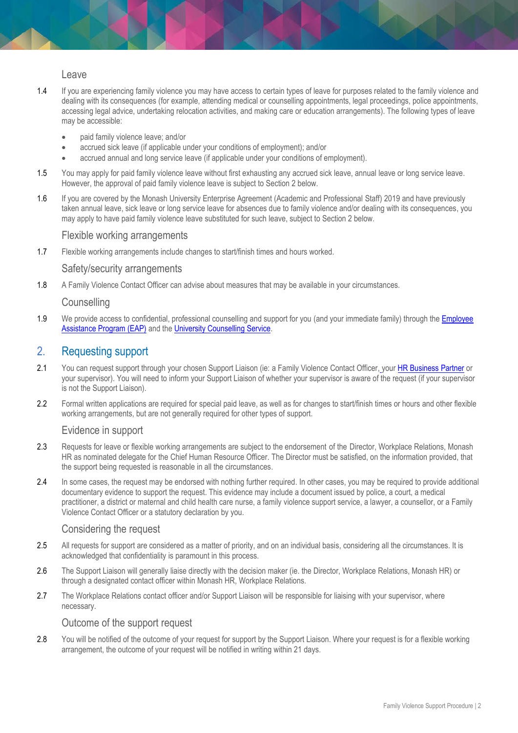### Leave

1.4 If you are experiencing family violence you may have access to certain types of leave for purposes related to the family violence and dealing with its consequences (for example, attending medical or counselling appointments, legal proceedings, police appointments, accessing legal advice, undertaking relocation activities, and making care or education arrangements). The following types of leave may be accessible:

- paid family violence leave; and/or
- accrued sick leave (if applicable under your conditions of employment); and/or
- accrued annual and long service leave (if applicable under your conditions of employment).

1.5 You may apply for paid family violence leave without first exhausting any accrued sick leave, annual leave or long service leave. However, the approval of paid family violence leave is subject to Section 2 below.

1.6 If you are covered by the Monash University Enterprise Agreement (Academic and Professional Staff) 2019 and have previously taken annual leave, sick leave or long service leave for absences due to family violence and/or dealing with its consequences, you may apply to have paid family violence leave substituted for such leave, subject to Section 2 below.

### Flexible working arrangements

1.7 Flexible working arrangements include changes to start/finish times and hours worked.

### Safety/security arrangements

1.8 A Family Violence Contact Officer can advise about measures that may be available in your circumstances.

### Counselling

1.9 We provide access to confidential, professional counselling and support for you (and your immediate family) through the Employee Assistance Program (EAP) and the University Counselling Service.

## 2. Requesting support

2.1 You can request support through your chosen Support Liaison (ie: a Family Violence Contact Officer, your HR Business Partner or your supervisor). You will need to inform your Support Liaison of whether your supervisor is aware of the request (if your supervisor is not the Support Liaison).

2.2 Formal written applications are required for special paid leave, as well as for changes to start/finish times or hours and other flexible working arrangements, but are not generally required for other types of support.

### Evidence in support

2.3 Requests for leave or flexible working arrangements are subject to the endorsement of the Director, Workplace Relations, Monash HR as nominated delegate for the Chief Human Resource Officer. The Director must be satisfied, on the information provided, that the support being requested is reasonable in all the circumstances.

2.4 In some cases, the request may be endorsed with nothing further required. In other cases, you may be required to provide additional documentary evidence to support the request. This evidence may include a document issued by police, a court, a medical practitioner, a district or maternal and child health care nurse, a family violence support service, a lawyer, a counsellor, or a Family Violence Contact Officer or a statutory declaration by you.

### Considering the request

2.5 All requests for support are considered as a matter of priority, and on an individual basis, considering all the circumstances. It is acknowledged that confidentiality is paramount in this process.

2.6 The Support Liaison will generally liaise directly with the decision maker (ie. the Director, Workplace Relations, Monash HR) or through a designated contact officer within Monash HR, Workplace Relations.

2.7 The Workplace Relations contact officer and/or Support Liaison will be responsible for liaising with your supervisor, where necessary.

### Outcome of the support request

2.8 You will be notified of the outcome of your request for support by the Support Liaison. Where your request is for a flexible working arrangement, the outcome of your request will be notified in writing within 21 days.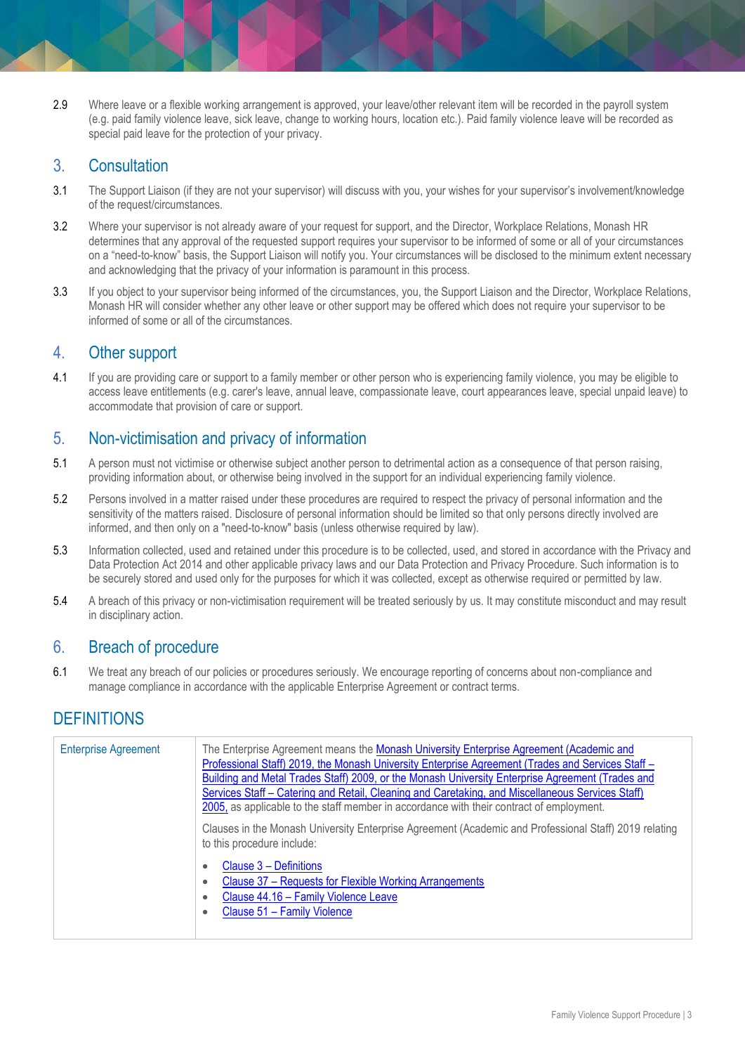2.9 Where leave or a flexible working arrangement is approved, your leave/other relevant item will be recorded in the payroll system (e.g. paid family violence leave, sick leave, change to working hours, location etc.). Paid family violence leave will be recorded as special paid leave for the protection of your privacy.

## 3. Consultation

3.1 The Support Liaison (if they are not your supervisor) will discuss with you, your wishes for your supervisor's involvement/knowledge of the request/circumstances.

3.2 Where your supervisor is not already aware of your request for support, and the Director, Workplace Relations, Monash HR determines that any approval of the requested support requires your supervisor to be informed of some or all of your circumstances on a "need-to-know" basis, the Support Liaison will notify you. Your circumstances will be disclosed to the minimum extent necessary and acknowledging that the privacy of your information is paramount in this process.

3.3 If you object to your supervisor being informed of the circumstances, you, the Support Liaison and the Director, Workplace Relations, Monash HR will consider whether any other leave or other support may be offered which does not require your supervisor to be informed of some or all of the circumstances.

## 4. Other support

4.1 If you are providing care or support to a family member or other person who is experiencing family violence, you may be eligible to access leave entitlements (e.g. carer's leave, annual leave, compassionate leave, court appearances leave, special unpaid leave) to accommodate that provision of care or support.

## 5. Non-victimisation and privacy of information

5.1 A person must not victimise or otherwise subject another person to detrimental action as a consequence of that person raising, providing information about, or otherwise being involved in the support for an individual experiencing family violence.

5.2 Persons involved in a matter raised under these procedures are required to respect the privacy of personal information and the sensitivity of the matters raised. Disclosure of personal information should be limited so that only persons directly involved are informed, and then only on a "need-to-know" basis (unless otherwise required by law).

5.3 Information collected, used and retained under this procedure is to be collected, used, and stored in accordance with the Privacy and Data Protection Act 2014 and other applicable privacy laws and our Data Protection and Privacy Procedure. Such information is to be securely stored and used only for the purposes for which it was collected, except as otherwise required or permitted by law.

5.4 A breach of this privacy or non-victimisation requirement will be treated seriously by us. It may constitute misconduct and may result in disciplinary action.

## 6. Breach of procedure

6.1 We treat any breach of our policies or procedures seriously. We encourage reporting of concerns about non-compliance and manage compliance in accordance with the applicable Enterprise Agreement or contract terms.

# DEFINITIONS

| | |
|---|---|
| Enterprise Agreement | The Enterprise Agreement means the Monash University Enterprise Agreement (Academic and Professional Staff) 2019, the Monash University Enterprise Agreement (Trades and Services Staff – Building and Metal Trades Staff) 2009, or the Monash University Enterprise Agreement (Trades and Services Staff – Catering and Retail, Cleaning and Caretaking, and Miscellaneous Services Staff) 2005, as applicable to the staff member in accordance with their contract of employment.<br><br>Clauses in the Monash University Enterprise Agreement (Academic and Professional Staff) 2019 relating to this procedure include:<br>• Clause 3 – Definitions<br>• Clause 37 – Requests for Flexible Working Arrangements<br>• Clause 44.16 – Family Violence Leave<br>• Clause 51 – Family Violence |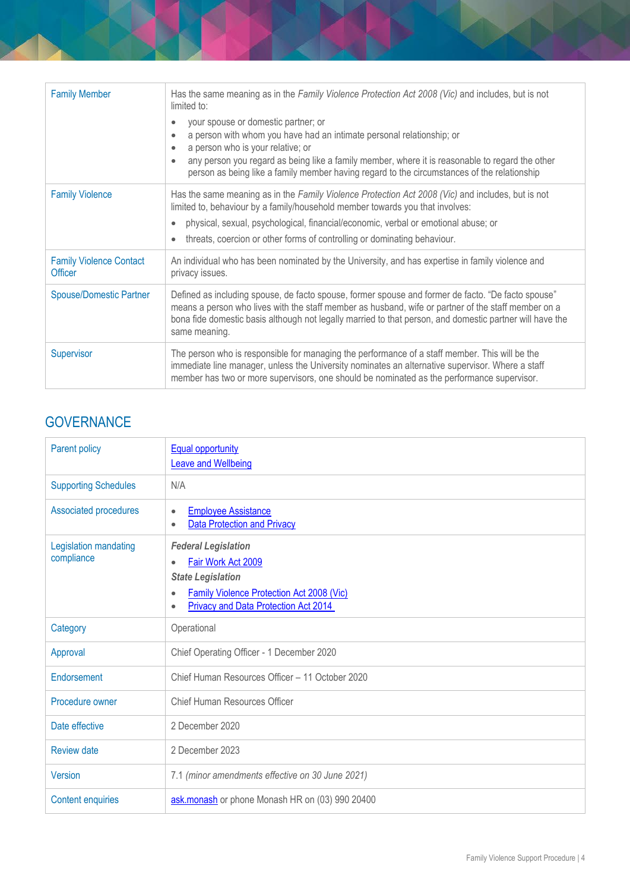| | |
|---|---|
| Family Member | Has the same meaning as in the *Family Violence Protection Act 2008 (Vic)* and includes, but is not limited to:<br>• your spouse or domestic partner; or<br>• a person with whom you have had an intimate personal relationship; or<br>• a person who is your relative; or<br>• any person you regard as being like a family member, where it is reasonable to regard the other person as being like a family member having regard to the circumstances of the relationship |
| Family Violence | Has the same meaning as in the *Family Violence Protection Act 2008 (Vic)* and includes, but is not limited to, behaviour by a family/household member towards you that involves:<br>• physical, sexual, psychological, financial/economic, verbal or emotional abuse; or<br>• threats, coercion or other forms of controlling or dominating behaviour. |
| Family Violence Contact Officer | An individual who has been nominated by the University, and has expertise in family violence and privacy issues. |
| Spouse/Domestic Partner | Defined as including spouse, de facto spouse, former spouse and former de facto. "De facto spouse" means a person who lives with the staff member as husband, wife or partner of the staff member on a bona fide domestic basis although not legally married to that person, and domestic partner will have the same meaning. |
| Supervisor | The person who is responsible for managing the performance of a staff member. This will be the immediate line manager, unless the University nominates an alternative supervisor. Where a staff member has two or more supervisors, one should be nominated as the performance supervisor. |

## GOVERNANCE

| | |
|---|---|
| Parent policy | Equal opportunity<br>Leave and Wellbeing |
| Supporting Schedules | N/A |
| Associated procedures | • Employee Assistance<br>• Data Protection and Privacy |
| Legislation mandating compliance | ***Federal Legislation***<br>• Fair Work Act 2009<br>***State Legislation***<br>• Family Violence Protection Act 2008 (Vic)<br>• Privacy and Data Protection Act 2014 |
| Category | Operational |
| Approval | Chief Operating Officer - 1 December 2020 |
| Endorsement | Chief Human Resources Officer – 11 October 2020 |
| Procedure owner | Chief Human Resources Officer |
| Date effective | 2 December 2020 |
| Review date | 2 December 2023 |
| Version | 7.1 *(minor amendments effective on 30 June 2021)* |
| Content enquiries | ask.monash or phone Monash HR on (03) 990 20400 |